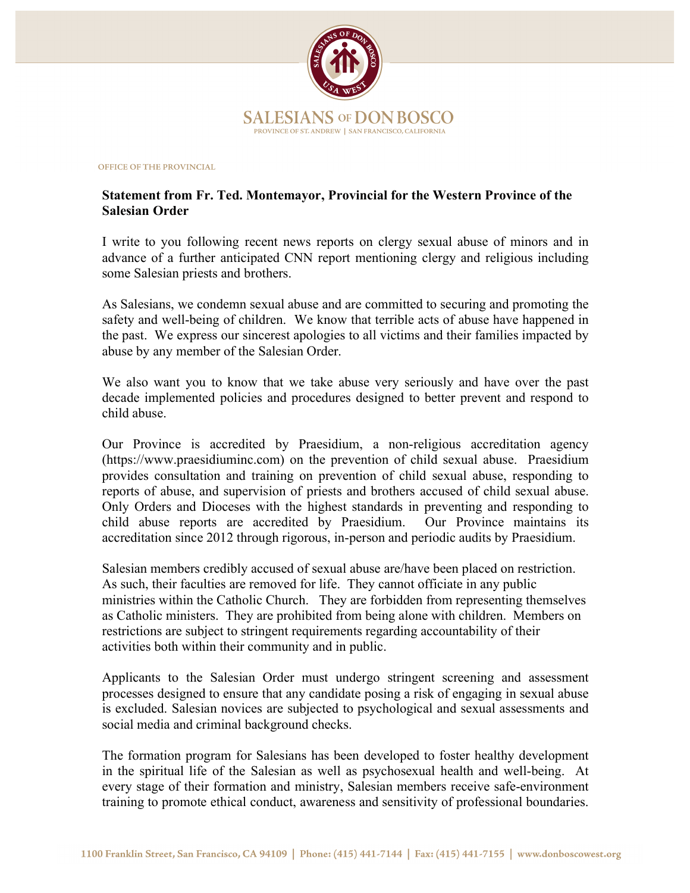SALESIANS OF DON BOSCO

PROVINCE OF ST. ANDREW | SAN FRANCISCO, CALIFORNIA

OFFICE OF THE PROVINCIAL

**Statement from Fr. Ted. Montemayor, Provincial for the Western Province of the Salesian Order**

I write to you following recent news reports on clergy sexual abuse of minors and in advance of a further anticipated CNN report mentioning clergy and religious including some Salesian priests and brothers.

As Salesians, we condemn sexual abuse and are committed to securing and promoting the safety and well-being of children. We know that terrible acts of abuse have happened in the past. We express our sincerest apologies to all victims and their families impacted by abuse by any member of the Salesian Order.

We also want you to know that we take abuse very seriously and have over the past decade implemented policies and procedures designed to better prevent and respond to child abuse.

Our Province is accredited by Praesidium, a non-religious accreditation agency (https://www.praesidiuminc.com) on the prevention of child sexual abuse. Praesidium provides consultation and training on prevention of child sexual abuse, responding to reports of abuse, and supervision of priests and brothers accused of child sexual abuse. Only Orders and Dioceses with the highest standards in preventing and responding to child abuse reports are accredited by Praesidium. Our Province maintains its accreditation since 2012 through rigorous, in-person and periodic audits by Praesidium.

Salesian members credibly accused of sexual abuse are/have been placed on restriction. As such, their faculties are removed for life. They cannot officiate in any public ministries within the Catholic Church. They are forbidden from representing themselves as Catholic ministers. They are prohibited from being alone with children. Members on restrictions are subject to stringent requirements regarding accountability of their activities both within their community and in public.

Applicants to the Salesian Order must undergo stringent screening and assessment processes designed to ensure that any candidate posing a risk of engaging in sexual abuse is excluded. Salesian novices are subjected to psychological and sexual assessments and social media and criminal background checks.

The formation program for Salesians has been developed to foster healthy development in the spiritual life of the Salesian as well as psychosexual health and well-being. At every stage of their formation and ministry, Salesian members receive safe-environment training to promote ethical conduct, awareness and sensitivity of professional boundaries.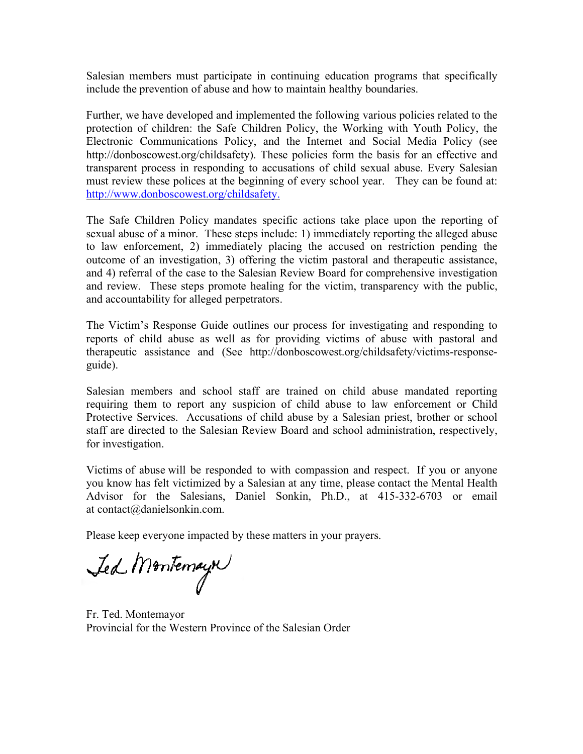Salesian members must participate in continuing education programs that specifically include the prevention of abuse and how to maintain healthy boundaries.

Further, we have developed and implemented the following various policies related to the protection of children: the Safe Children Policy, the Working with Youth Policy, the Electronic Communications Policy, and the Internet and Social Media Policy (see http://donboscowest.org/childsafety). These policies form the basis for an effective and transparent process in responding to accusations of child sexual abuse. Every Salesian must review these polices at the beginning of every school year. They can be found at: [http://www.donboscowest.org/childsafety.](http://www.donboscowest.org/childsafety)

The Safe Children Policy mandates specific actions take place upon the reporting of sexual abuse of a minor. These steps include: 1) immediately reporting the alleged abuse to law enforcement, 2) immediately placing the accused on restriction pending the outcome of an investigation, 3) offering the victim pastoral and therapeutic assistance, and 4) referral of the case to the Salesian Review Board for comprehensive investigation and review. These steps promote healing for the victim, transparency with the public, and accountability for alleged perpetrators.

The Victim's Response Guide outlines our process for investigating and responding to reports of child abuse as well as for providing victims of abuse with pastoral and therapeutic assistance and (See http://donboscowest.org/childsafety/victims-response-guide).

Salesian members and school staff are trained on child abuse mandated reporting requiring them to report any suspicion of child abuse to law enforcement or Child Protective Services. Accusations of child abuse by a Salesian priest, brother or school staff are directed to the Salesian Review Board and school administration, respectively, for investigation.

Victims of abuse will be responded to with compassion and respect. If you or anyone you know has felt victimized by a Salesian at any time, please contact the Mental Health Advisor for the Salesians, Daniel Sonkin, Ph.D., at 415-332-6703 or email at contact@danielsonkin.com.

Please keep everyone impacted by these matters in your prayers.

Ted Montemayor

Fr. Ted. Montemayor
Provincial for the Western Province of the Salesian Order